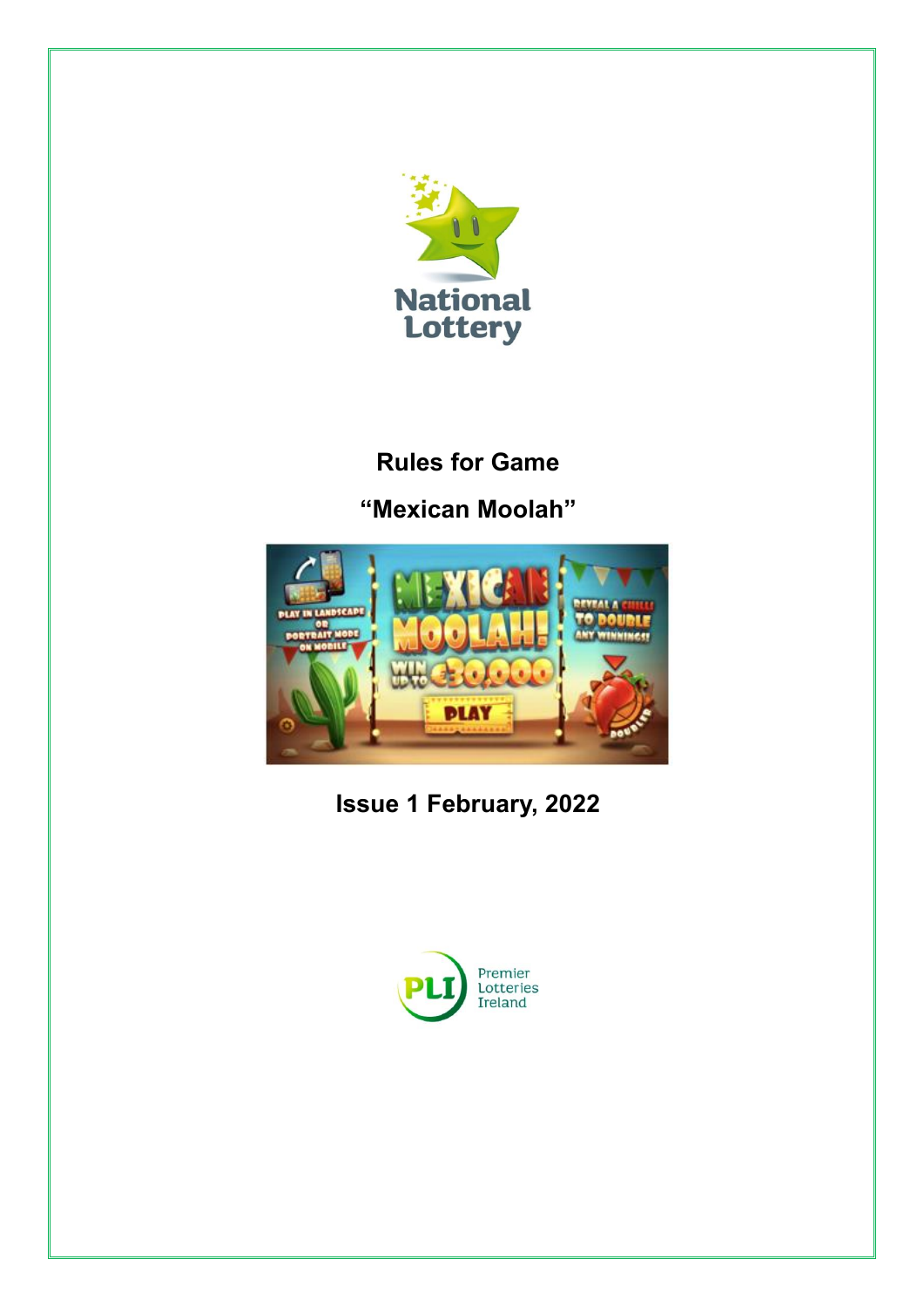National Lottery

# Rules for Game

## "Mexican Moolah"

## Issue 1 February, 2022

Premier Lotteries Ireland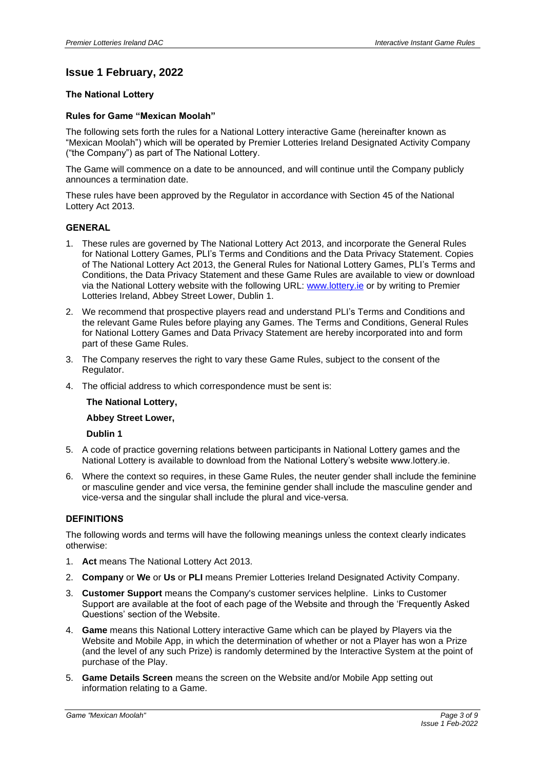## Issue 1 February, 2022

### The National Lottery

### Rules for Game "Mexican Moolah"

The following sets forth the rules for a National Lottery interactive Game (hereinafter known as "Mexican Moolah") which will be operated by Premier Lotteries Ireland Designated Activity Company ("the Company") as part of The National Lottery.

The Game will commence on a date to be announced, and will continue until the Company publicly announces a termination date.

These rules have been approved by the Regulator in accordance with Section 45 of the National Lottery Act 2013.

### GENERAL

1. These rules are governed by The National Lottery Act 2013, and incorporate the General Rules for National Lottery Games, PLI's Terms and Conditions and the Data Privacy Statement. Copies of The National Lottery Act 2013, the General Rules for National Lottery Games, PLI's Terms and Conditions, the Data Privacy Statement and these Game Rules are available to view or download via the National Lottery website with the following URL: www.lottery.ie or by writing to Premier Lotteries Ireland, Abbey Street Lower, Dublin 1.
2. We recommend that prospective players read and understand PLI's Terms and Conditions and the relevant Game Rules before playing any Games. The Terms and Conditions, General Rules for National Lottery Games and Data Privacy Statement are hereby incorporated into and form part of these Game Rules.
3. The Company reserves the right to vary these Game Rules, subject to the consent of the Regulator.
4. The official address to which correspondence must be sent is:

   **The National Lottery,**

   **Abbey Street Lower,**

   **Dublin 1**

5. A code of practice governing relations between participants in National Lottery games and the National Lottery is available to download from the National Lottery's website www.lottery.ie.
6. Where the context so requires, in these Game Rules, the neuter gender shall include the feminine or masculine gender and vice versa, the feminine gender shall include the masculine gender and vice-versa and the singular shall include the plural and vice-versa.

### DEFINITIONS

The following words and terms will have the following meanings unless the context clearly indicates otherwise:

1. **Act** means The National Lottery Act 2013.
2. **Company** or **We** or **Us** or **PLI** means Premier Lotteries Ireland Designated Activity Company.
3. **Customer Support** means the Company's customer services helpline. Links to Customer Support are available at the foot of each page of the Website and through the 'Frequently Asked Questions' section of the Website.
4. **Game** means this National Lottery interactive Game which can be played by Players via the Website and Mobile App, in which the determination of whether or not a Player has won a Prize (and the level of any such Prize) is randomly determined by the Interactive System at the point of purchase of the Play.
5. **Game Details Screen** means the screen on the Website and/or Mobile App setting out information relating to a Game.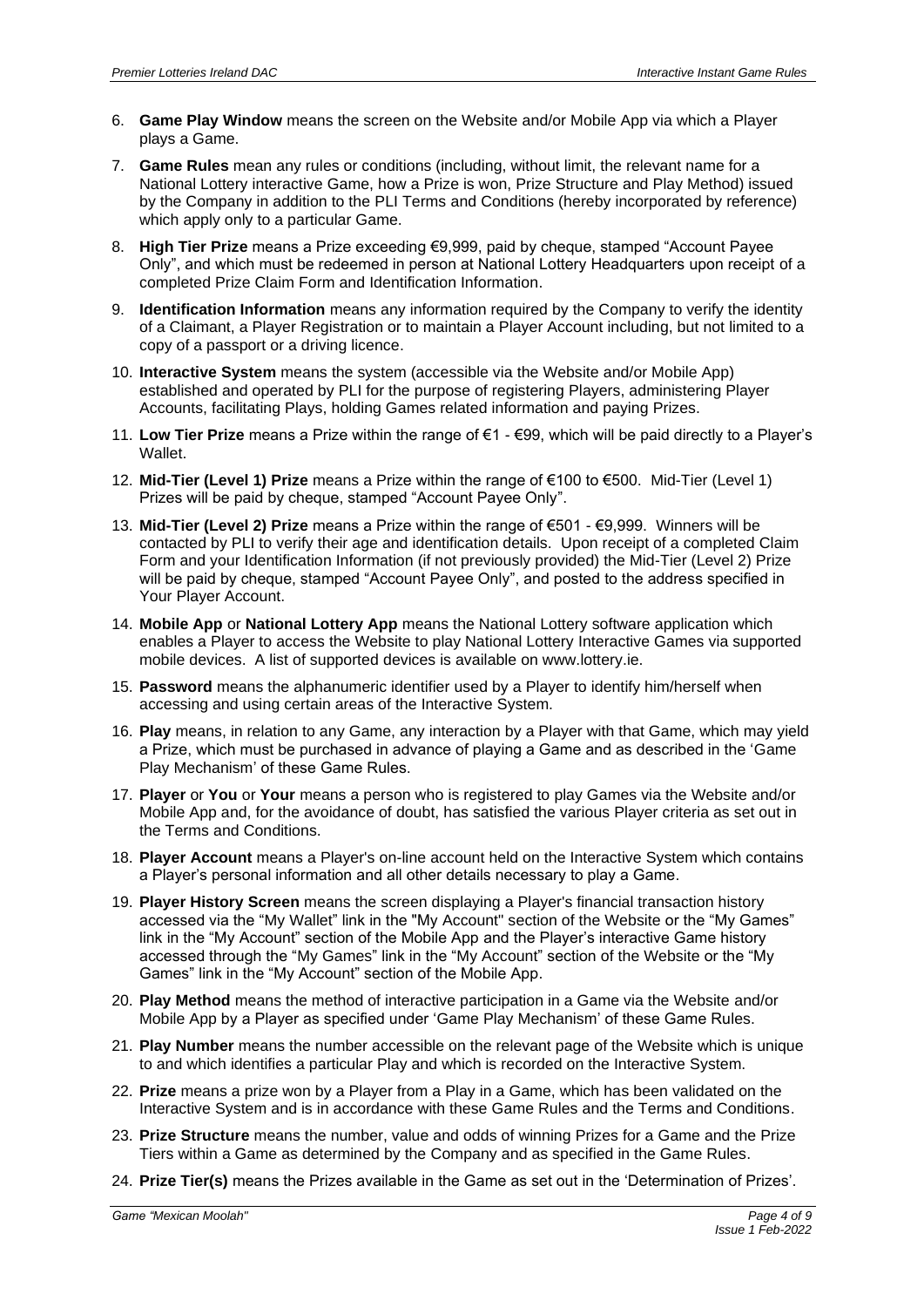6. **Game Play Window** means the screen on the Website and/or Mobile App via which a Player plays a Game.
7. **Game Rules** mean any rules or conditions (including, without limit, the relevant name for a National Lottery interactive Game, how a Prize is won, Prize Structure and Play Method) issued by the Company in addition to the PLI Terms and Conditions (hereby incorporated by reference) which apply only to a particular Game.
8. **High Tier Prize** means a Prize exceeding €9,999, paid by cheque, stamped "Account Payee Only", and which must be redeemed in person at National Lottery Headquarters upon receipt of a completed Prize Claim Form and Identification Information.
9. **Identification Information** means any information required by the Company to verify the identity of a Claimant, a Player Registration or to maintain a Player Account including, but not limited to a copy of a passport or a driving licence.
10. **Interactive System** means the system (accessible via the Website and/or Mobile App) established and operated by PLI for the purpose of registering Players, administering Player Accounts, facilitating Plays, holding Games related information and paying Prizes.
11. **Low Tier Prize** means a Prize within the range of €1 - €99, which will be paid directly to a Player's Wallet.
12. **Mid-Tier (Level 1) Prize** means a Prize within the range of €100 to €500. Mid-Tier (Level 1) Prizes will be paid by cheque, stamped "Account Payee Only".
13. **Mid-Tier (Level 2) Prize** means a Prize within the range of €501 - €9,999. Winners will be contacted by PLI to verify their age and identification details. Upon receipt of a completed Claim Form and your Identification Information (if not previously provided) the Mid-Tier (Level 2) Prize will be paid by cheque, stamped "Account Payee Only", and posted to the address specified in Your Player Account.
14. **Mobile App** or **National Lottery App** means the National Lottery software application which enables a Player to access the Website to play National Lottery Interactive Games via supported mobile devices. A list of supported devices is available on www.lottery.ie.
15. **Password** means the alphanumeric identifier used by a Player to identify him/herself when accessing and using certain areas of the Interactive System.
16. **Play** means, in relation to any Game, any interaction by a Player with that Game, which may yield a Prize, which must be purchased in advance of playing a Game and as described in the 'Game Play Mechanism' of these Game Rules.
17. **Player** or **You** or **Your** means a person who is registered to play Games via the Website and/or Mobile App and, for the avoidance of doubt, has satisfied the various Player criteria as set out in the Terms and Conditions.
18. **Player Account** means a Player's on-line account held on the Interactive System which contains a Player's personal information and all other details necessary to play a Game.
19. **Player History Screen** means the screen displaying a Player's financial transaction history accessed via the "My Wallet" link in the "My Account" section of the Website or the "My Games" link in the "My Account" section of the Mobile App and the Player's interactive Game history accessed through the "My Games" link in the "My Account" section of the Website or the "My Games" link in the "My Account" section of the Mobile App.
20. **Play Method** means the method of interactive participation in a Game via the Website and/or Mobile App by a Player as specified under 'Game Play Mechanism' of these Game Rules.
21. **Play Number** means the number accessible on the relevant page of the Website which is unique to and which identifies a particular Play and which is recorded on the Interactive System.
22. **Prize** means a prize won by a Player from a Play in a Game, which has been validated on the Interactive System and is in accordance with these Game Rules and the Terms and Conditions.
23. **Prize Structure** means the number, value and odds of winning Prizes for a Game and the Prize Tiers within a Game as determined by the Company and as specified in the Game Rules.
24. **Prize Tier(s)** means the Prizes available in the Game as set out in the 'Determination of Prizes'.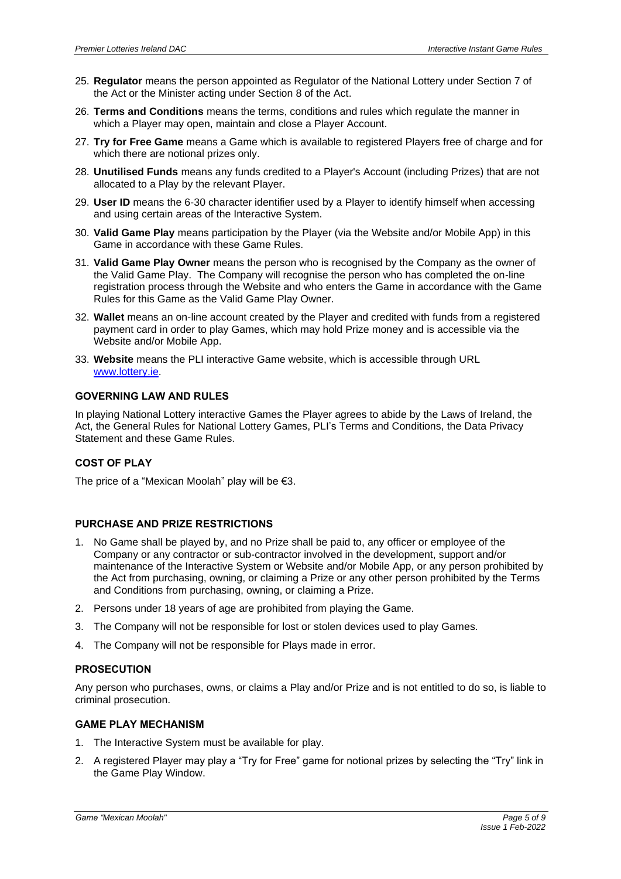25. **Regulator** means the person appointed as Regulator of the National Lottery under Section 7 of the Act or the Minister acting under Section 8 of the Act.
26. **Terms and Conditions** means the terms, conditions and rules which regulate the manner in which a Player may open, maintain and close a Player Account.
27. **Try for Free Game** means a Game which is available to registered Players free of charge and for which there are notional prizes only.
28. **Unutilised Funds** means any funds credited to a Player's Account (including Prizes) that are not allocated to a Play by the relevant Player.
29. **User ID** means the 6-30 character identifier used by a Player to identify himself when accessing and using certain areas of the Interactive System.
30. **Valid Game Play** means participation by the Player (via the Website and/or Mobile App) in this Game in accordance with these Game Rules.
31. **Valid Game Play Owner** means the person who is recognised by the Company as the owner of the Valid Game Play. The Company will recognise the person who has completed the on-line registration process through the Website and who enters the Game in accordance with the Game Rules for this Game as the Valid Game Play Owner.
32. **Wallet** means an on-line account created by the Player and credited with funds from a registered payment card in order to play Games, which may hold Prize money and is accessible via the Website and/or Mobile App.
33. **Website** means the PLI interactive Game website, which is accessible through URL www.lottery.ie.

## GOVERNING LAW AND RULES

In playing National Lottery interactive Games the Player agrees to abide by the Laws of Ireland, the Act, the General Rules for National Lottery Games, PLI's Terms and Conditions, the Data Privacy Statement and these Game Rules.

## COST OF PLAY

The price of a "Mexican Moolah" play will be €3.

## PURCHASE AND PRIZE RESTRICTIONS

1. No Game shall be played by, and no Prize shall be paid to, any officer or employee of the Company or any contractor or sub-contractor involved in the development, support and/or maintenance of the Interactive System or Website and/or Mobile App, or any person prohibited by the Act from purchasing, owning, or claiming a Prize or any other person prohibited by the Terms and Conditions from purchasing, owning, or claiming a Prize.
2. Persons under 18 years of age are prohibited from playing the Game.
3. The Company will not be responsible for lost or stolen devices used to play Games.
4. The Company will not be responsible for Plays made in error.

## PROSECUTION

Any person who purchases, owns, or claims a Play and/or Prize and is not entitled to do so, is liable to criminal prosecution.

## GAME PLAY MECHANISM

1. The Interactive System must be available for play.
2. A registered Player may play a "Try for Free" game for notional prizes by selecting the "Try" link in the Game Play Window.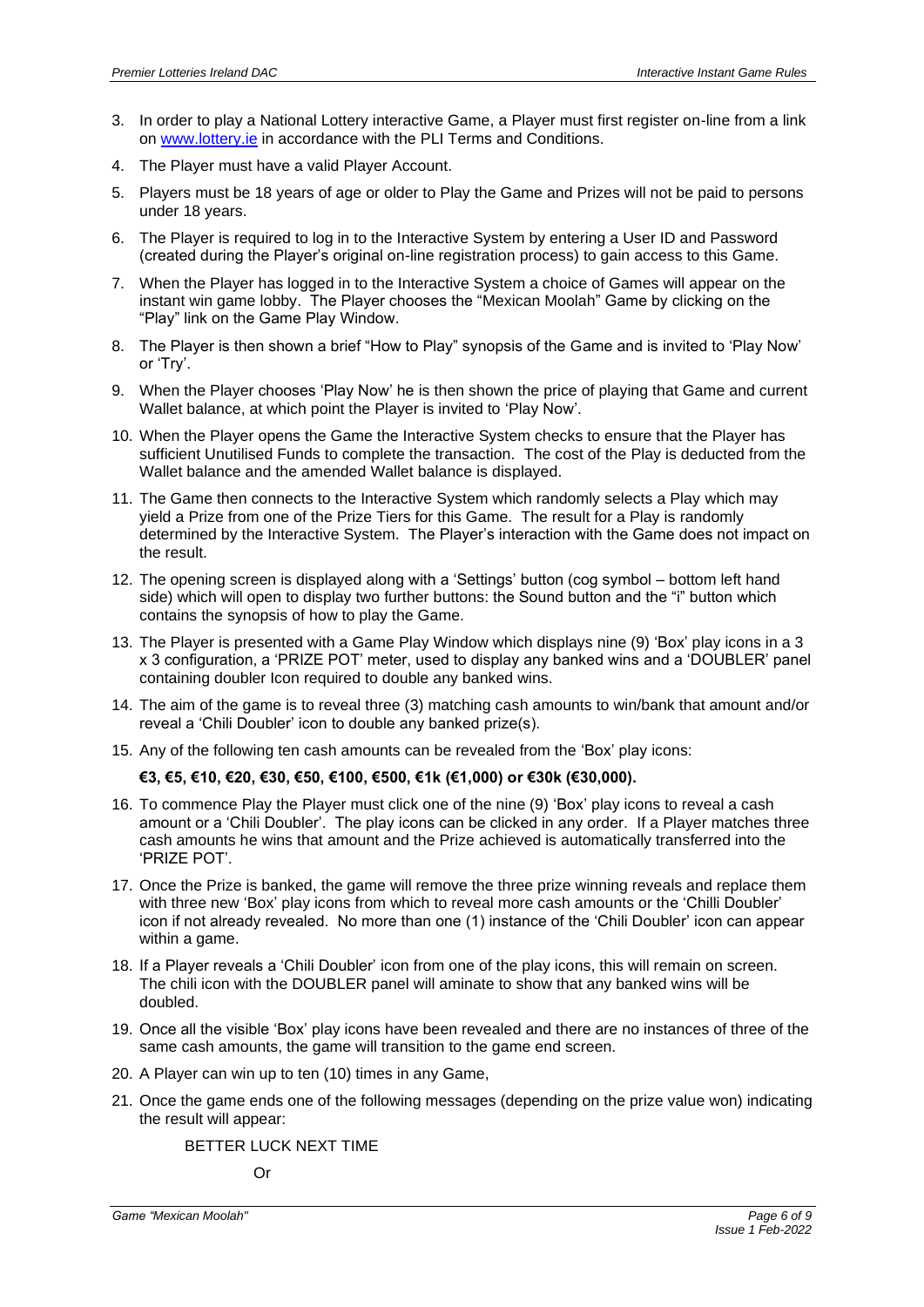3. In order to play a National Lottery interactive Game, a Player must first register on-line from a link on www.lottery.ie in accordance with the PLI Terms and Conditions.
4. The Player must have a valid Player Account.
5. Players must be 18 years of age or older to Play the Game and Prizes will not be paid to persons under 18 years.
6. The Player is required to log in to the Interactive System by entering a User ID and Password (created during the Player's original on-line registration process) to gain access to this Game.
7. When the Player has logged in to the Interactive System a choice of Games will appear on the instant win game lobby. The Player chooses the "Mexican Moolah" Game by clicking on the "Play" link on the Game Play Window.
8. The Player is then shown a brief "How to Play" synopsis of the Game and is invited to 'Play Now' or 'Try'.
9. When the Player chooses 'Play Now' he is then shown the price of playing that Game and current Wallet balance, at which point the Player is invited to 'Play Now'.
10. When the Player opens the Game the Interactive System checks to ensure that the Player has sufficient Unutilised Funds to complete the transaction. The cost of the Play is deducted from the Wallet balance and the amended Wallet balance is displayed.
11. The Game then connects to the Interactive System which randomly selects a Play which may yield a Prize from one of the Prize Tiers for this Game. The result for a Play is randomly determined by the Interactive System. The Player's interaction with the Game does not impact on the result.
12. The opening screen is displayed along with a 'Settings' button (cog symbol – bottom left hand side) which will open to display two further buttons: the Sound button and the "i" button which contains the synopsis of how to play the Game.
13. The Player is presented with a Game Play Window which displays nine (9) 'Box' play icons in a 3 x 3 configuration, a 'PRIZE POT' meter, used to display any banked wins and a 'DOUBLER' panel containing doubler Icon required to double any banked wins.
14. The aim of the game is to reveal three (3) matching cash amounts to win/bank that amount and/or reveal a 'Chili Doubler' icon to double any banked prize(s).
15. Any of the following ten cash amounts can be revealed from the 'Box' play icons:

    **€3, €5, €10, €20, €30, €50, €100, €500, €1k (€1,000) or €30k (€30,000).**

16. To commence Play the Player must click one of the nine (9) 'Box' play icons to reveal a cash amount or a 'Chili Doubler'. The play icons can be clicked in any order. If a Player matches three cash amounts he wins that amount and the Prize achieved is automatically transferred into the 'PRIZE POT'.
17. Once the Prize is banked, the game will remove the three prize winning reveals and replace them with three new 'Box' play icons from which to reveal more cash amounts or the 'Chilli Doubler' icon if not already revealed. No more than one (1) instance of the 'Chili Doubler' icon can appear within a game.
18. If a Player reveals a 'Chili Doubler' icon from one of the play icons, this will remain on screen. The chili icon with the DOUBLER panel will aminate to show that any banked wins will be doubled.
19. Once all the visible 'Box' play icons have been revealed and there are no instances of three of the same cash amounts, the game will transition to the game end screen.
20. A Player can win up to ten (10) times in any Game,
21. Once the game ends one of the following messages (depending on the prize value won) indicating the result will appear:

    BETTER LUCK NEXT TIME

    Or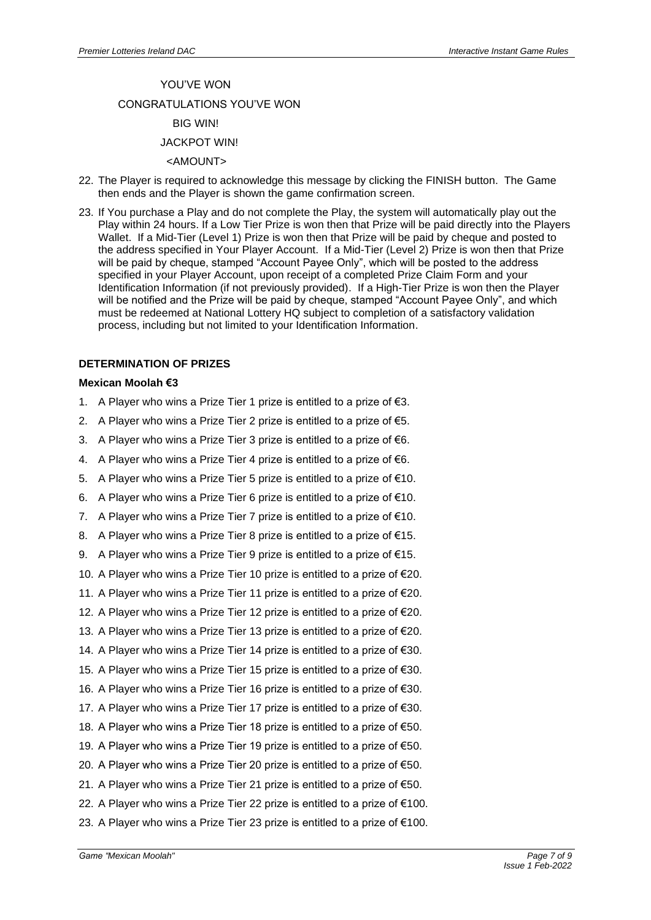YOU'VE WON

CONGRATULATIONS YOU'VE WON

BIG WIN!

JACKPOT WIN!

<AMOUNT>

22. The Player is required to acknowledge this message by clicking the FINISH button. The Game then ends and the Player is shown the game confirmation screen.
23. If You purchase a Play and do not complete the Play, the system will automatically play out the Play within 24 hours. If a Low Tier Prize is won then that Prize will be paid directly into the Players Wallet. If a Mid-Tier (Level 1) Prize is won then that Prize will be paid by cheque and posted to the address specified in Your Player Account. If a Mid-Tier (Level 2) Prize is won then that Prize will be paid by cheque, stamped "Account Payee Only", which will be posted to the address specified in your Player Account, upon receipt of a completed Prize Claim Form and your Identification Information (if not previously provided). If a High-Tier Prize is won then the Player will be notified and the Prize will be paid by cheque, stamped "Account Payee Only", and which must be redeemed at National Lottery HQ subject to completion of a satisfactory validation process, including but not limited to your Identification Information.

**DETERMINATION OF PRIZES**

**Mexican Moolah €3**

1. A Player who wins a Prize Tier 1 prize is entitled to a prize of €3.
2. A Player who wins a Prize Tier 2 prize is entitled to a prize of €5.
3. A Player who wins a Prize Tier 3 prize is entitled to a prize of €6.
4. A Player who wins a Prize Tier 4 prize is entitled to a prize of €6.
5. A Player who wins a Prize Tier 5 prize is entitled to a prize of €10.
6. A Player who wins a Prize Tier 6 prize is entitled to a prize of €10.
7. A Player who wins a Prize Tier 7 prize is entitled to a prize of €10.
8. A Player who wins a Prize Tier 8 prize is entitled to a prize of €15.
9. A Player who wins a Prize Tier 9 prize is entitled to a prize of €15.
10. A Player who wins a Prize Tier 10 prize is entitled to a prize of €20.
11. A Player who wins a Prize Tier 11 prize is entitled to a prize of €20.
12. A Player who wins a Prize Tier 12 prize is entitled to a prize of €20.
13. A Player who wins a Prize Tier 13 prize is entitled to a prize of €20.
14. A Player who wins a Prize Tier 14 prize is entitled to a prize of €30.
15. A Player who wins a Prize Tier 15 prize is entitled to a prize of €30.
16. A Player who wins a Prize Tier 16 prize is entitled to a prize of €30.
17. A Player who wins a Prize Tier 17 prize is entitled to a prize of €30.
18. A Player who wins a Prize Tier 18 prize is entitled to a prize of €50.
19. A Player who wins a Prize Tier 19 prize is entitled to a prize of €50.
20. A Player who wins a Prize Tier 20 prize is entitled to a prize of €50.
21. A Player who wins a Prize Tier 21 prize is entitled to a prize of €50.
22. A Player who wins a Prize Tier 22 prize is entitled to a prize of €100.
23. A Player who wins a Prize Tier 23 prize is entitled to a prize of €100.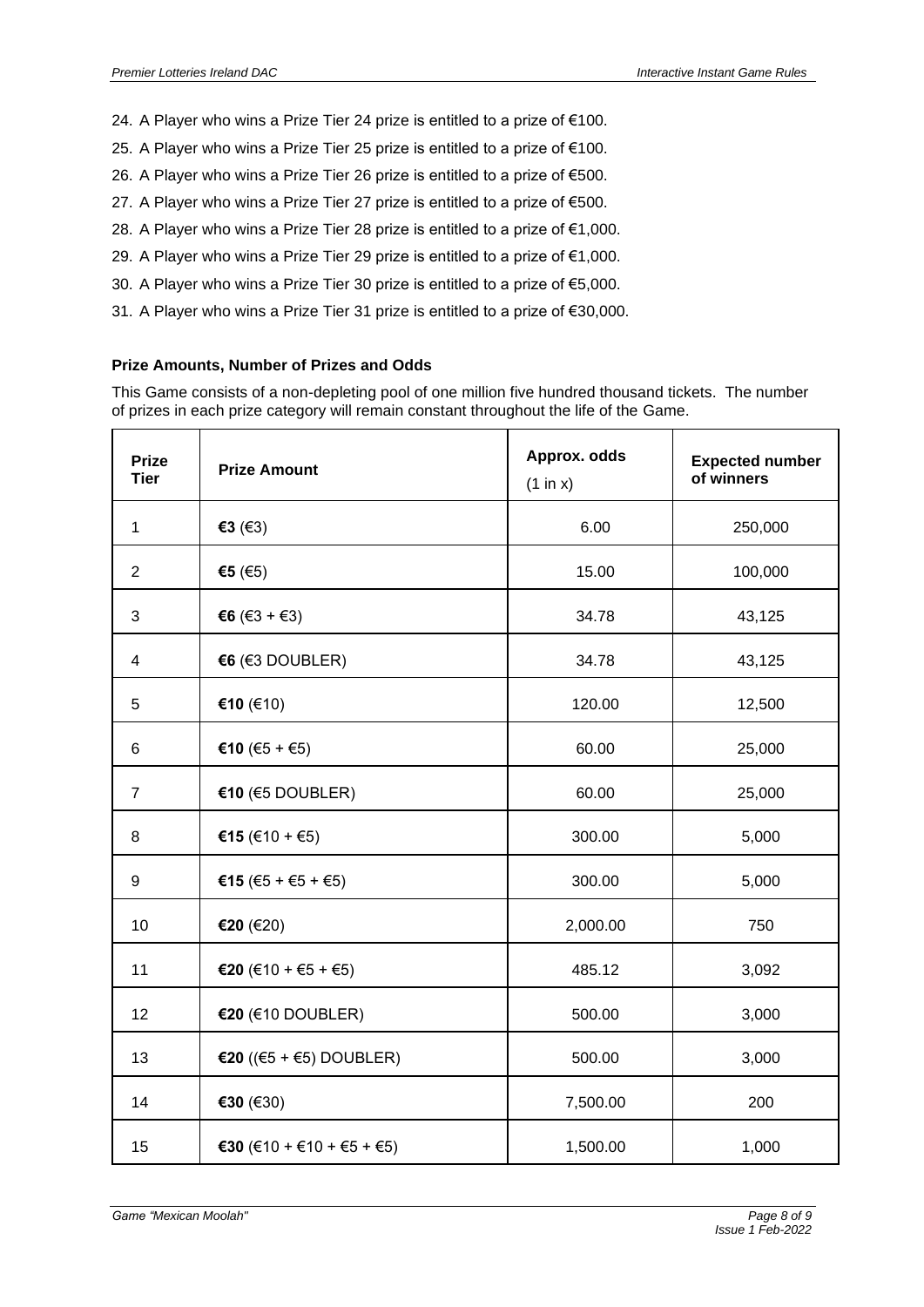24. A Player who wins a Prize Tier 24 prize is entitled to a prize of €100.
25. A Player who wins a Prize Tier 25 prize is entitled to a prize of €100.
26. A Player who wins a Prize Tier 26 prize is entitled to a prize of €500.
27. A Player who wins a Prize Tier 27 prize is entitled to a prize of €500.
28. A Player who wins a Prize Tier 28 prize is entitled to a prize of €1,000.
29. A Player who wins a Prize Tier 29 prize is entitled to a prize of €1,000.
30. A Player who wins a Prize Tier 30 prize is entitled to a prize of €5,000.
31. A Player who wins a Prize Tier 31 prize is entitled to a prize of €30,000.

**Prize Amounts, Number of Prizes and Odds**

This Game consists of a non-depleting pool of one million five hundred thousand tickets. The number of prizes in each prize category will remain constant throughout the life of the Game.

| Prize Tier | Prize Amount | Approx. odds (1 in x) | Expected number of winners |
|---|---|---|---|
| 1 | **€3** (€3) | 6.00 | 250,000 |
| 2 | **€5** (€5) | 15.00 | 100,000 |
| 3 | **€6** (€3 + €3) | 34.78 | 43,125 |
| 4 | **€6** (€3 DOUBLER) | 34.78 | 43,125 |
| 5 | **€10** (€10) | 120.00 | 12,500 |
| 6 | **€10** (€5 + €5) | 60.00 | 25,000 |
| 7 | **€10** (€5 DOUBLER) | 60.00 | 25,000 |
| 8 | **€15** (€10 + €5) | 300.00 | 5,000 |
| 9 | **€15** (€5 + €5 + €5) | 300.00 | 5,000 |
| 10 | **€20** (€20) | 2,000.00 | 750 |
| 11 | **€20** (€10 + €5 + €5) | 485.12 | 3,092 |
| 12 | **€20** (€10 DOUBLER) | 500.00 | 3,000 |
| 13 | **€20** ((€5 + €5) DOUBLER) | 500.00 | 3,000 |
| 14 | **€30** (€30) | 7,500.00 | 200 |
| 15 | **€30** (€10 + €10 + €5 + €5) | 1,500.00 | 1,000 |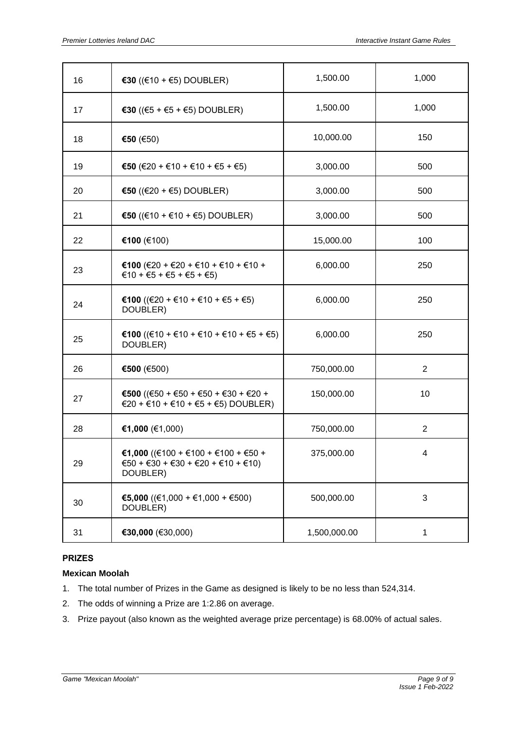| | | | |
|---|---|---|---|
| 16 | **€30** ((€10 + €5) DOUBLER) | 1,500.00 | 1,000 |
| 17 | **€30** ((€5 + €5 + €5) DOUBLER) | 1,500.00 | 1,000 |
| 18 | **€50** (€50) | 10,000.00 | 150 |
| 19 | **€50** (€20 + €10 + €10 + €5 + €5) | 3,000.00 | 500 |
| 20 | **€50** ((€20 + €5) DOUBLER) | 3,000.00 | 500 |
| 21 | **€50** ((€10 + €10 + €5) DOUBLER) | 3,000.00 | 500 |
| 22 | **€100** (€100) | 15,000.00 | 100 |
| 23 | **€100** (€20 + €20 + €10 + €10 + €10 + €10 + €5 + €5 + €5 + €5) | 6,000.00 | 250 |
| 24 | **€100** ((€20 + €10 + €10 + €5 + €5) DOUBLER) | 6,000.00 | 250 |
| 25 | **€100** ((€10 + €10 + €10 + €10 + €5 + €5) DOUBLER) | 6,000.00 | 250 |
| 26 | **€500** (€500) | 750,000.00 | 2 |
| 27 | **€500** ((€50 + €50 + €50 + €30 + €20 + €20 + €10 + €10 + €5 + €5) DOUBLER) | 150,000.00 | 10 |
| 28 | **€1,000** (€1,000) | 750,000.00 | 2 |
| 29 | **€1,000** ((€100 + €100 + €100 + €50 + €50 + €30 + €30 + €20 + €10 + €10) DOUBLER) | 375,000.00 | 4 |
| 30 | **€5,000** ((€1,000 + €1,000 + €500) DOUBLER) | 500,000.00 | 3 |
| 31 | **€30,000** (€30,000) | 1,500,000.00 | 1 |

**PRIZES**

**Mexican Moolah**

1. The total number of Prizes in the Game as designed is likely to be no less than 524,314.
2. The odds of winning a Prize are 1:2.86 on average.
3. Prize payout (also known as the weighted average prize percentage) is 68.00% of actual sales.